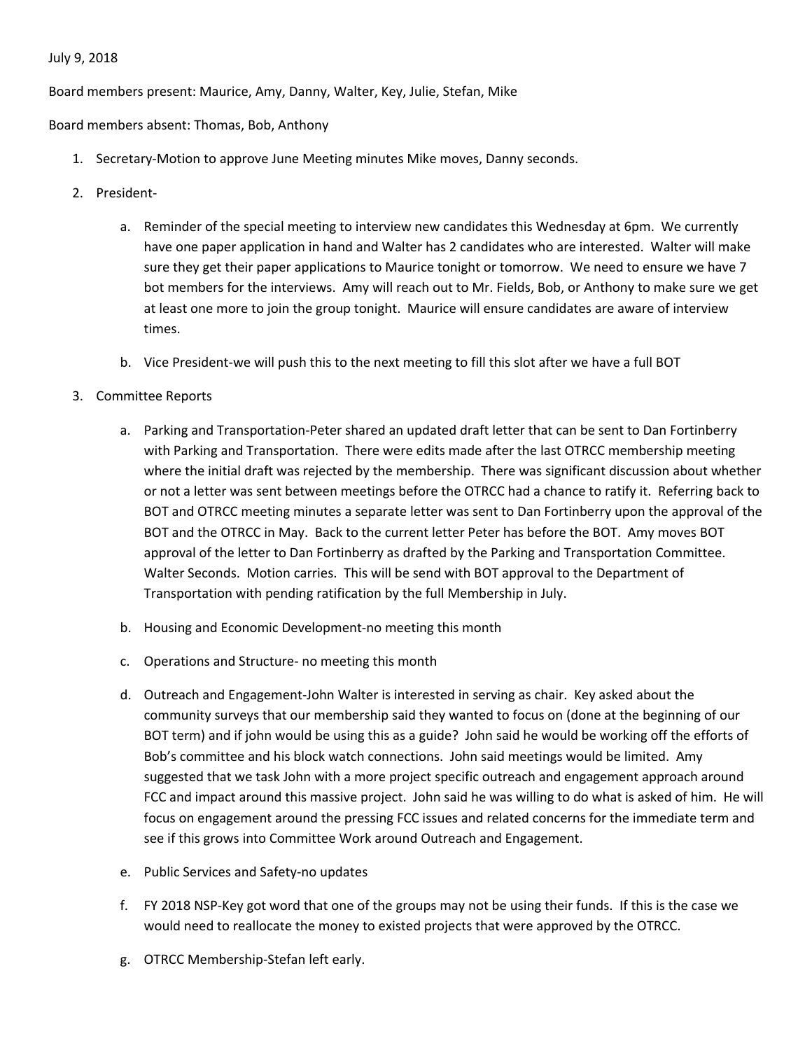July 9, 2018

Board members present: Maurice, Amy, Danny, Walter, Key, Julie, Stefan, Mike

Board members absent: Thomas, Bob, Anthony

1. Secretary-Motion to approve June Meeting minutes Mike moves, Danny seconds.
2. President-
   a. Reminder of the special meeting to interview new candidates this Wednesday at 6pm. We currently have one paper application in hand and Walter has 2 candidates who are interested. Walter will make sure they get their paper applications to Maurice tonight or tomorrow. We need to ensure we have 7 bot members for the interviews. Amy will reach out to Mr. Fields, Bob, or Anthony to make sure we get at least one more to join the group tonight. Maurice will ensure candidates are aware of interview times.
   b. Vice President-we will push this to the next meeting to fill this slot after we have a full BOT
3. Committee Reports
   a. Parking and Transportation-Peter shared an updated draft letter that can be sent to Dan Fortinberry with Parking and Transportation. There were edits made after the last OTRCC membership meeting where the initial draft was rejected by the membership. There was significant discussion about whether or not a letter was sent between meetings before the OTRCC had a chance to ratify it. Referring back to BOT and OTRCC meeting minutes a separate letter was sent to Dan Fortinberry upon the approval of the BOT and the OTRCC in May. Back to the current letter Peter has before the BOT. Amy moves BOT approval of the letter to Dan Fortinberry as drafted by the Parking and Transportation Committee. Walter Seconds. Motion carries. This will be send with BOT approval to the Department of Transportation with pending ratification by the full Membership in July.
   b. Housing and Economic Development-no meeting this month
   c. Operations and Structure- no meeting this month
   d. Outreach and Engagement-John Walter is interested in serving as chair. Key asked about the community surveys that our membership said they wanted to focus on (done at the beginning of our BOT term) and if john would be using this as a guide? John said he would be working off the efforts of Bob's committee and his block watch connections. John said meetings would be limited. Amy suggested that we task John with a more project specific outreach and engagement approach around FCC and impact around this massive project. John said he was willing to do what is asked of him. He will focus on engagement around the pressing FCC issues and related concerns for the immediate term and see if this grows into Committee Work around Outreach and Engagement.
   e. Public Services and Safety-no updates
   f. FY 2018 NSP-Key got word that one of the groups may not be using their funds. If this is the case we would need to reallocate the money to existed projects that were approved by the OTRCC.
   g. OTRCC Membership-Stefan left early.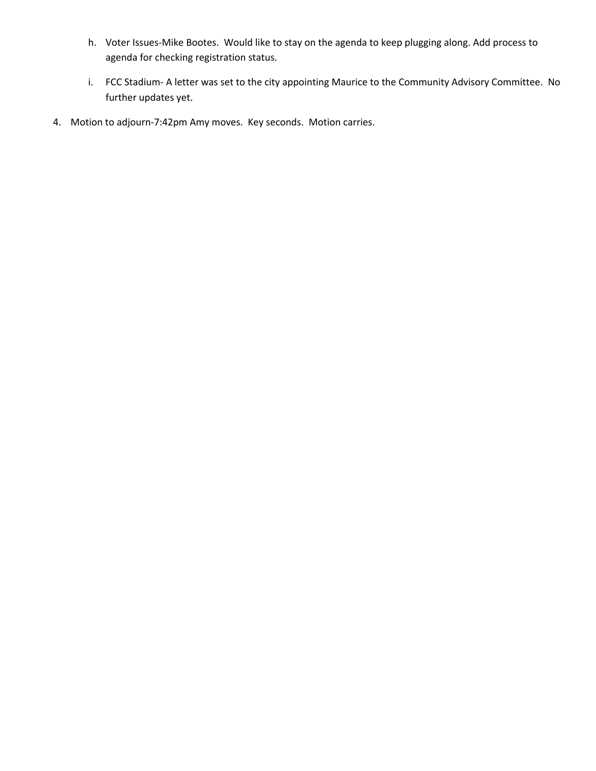h. Voter Issues-Mike Bootes.  Would like to stay on the agenda to keep plugging along. Add process to agenda for checking registration status.

i. FCC Stadium- A letter was set to the city appointing Maurice to the Community Advisory Committee.  No further updates yet.

4. Motion to adjourn-7:42pm Amy moves.  Key seconds.  Motion carries.